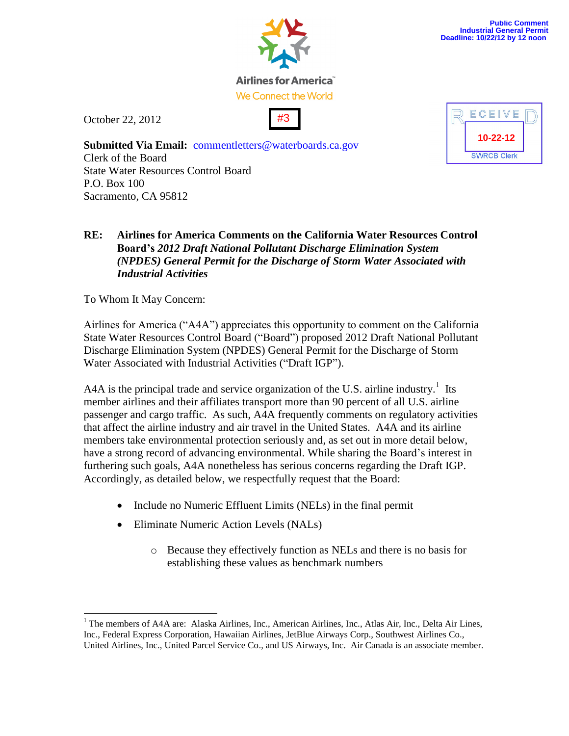Airlines for America™
We Connect the World

Public Comment
Industrial General Permit
Deadline: 10/22/12 by 12 noon

October 22, 2012

#3

RECEIVED
10-22-12
SWRCB Clerk

**Submitted Via Email:** commentletters@waterboards.ca.gov
Clerk of the Board
State Water Resources Control Board
P.O. Box 100
Sacramento, CA 95812

**RE: Airlines for America Comments on the California Water Resources Control Board's *2012 Draft National Pollutant Discharge Elimination System (NPDES) General Permit for the Discharge of Storm Water Associated with Industrial Activities***

To Whom It May Concern:

Airlines for America ("A4A") appreciates this opportunity to comment on the California State Water Resources Control Board ("Board") proposed 2012 Draft National Pollutant Discharge Elimination System (NPDES) General Permit for the Discharge of Storm Water Associated with Industrial Activities ("Draft IGP").

A4A is the principal trade and service organization of the U.S. airline industry.[1] Its member airlines and their affiliates transport more than 90 percent of all U.S. airline passenger and cargo traffic. As such, A4A frequently comments on regulatory activities that affect the airline industry and air travel in the United States. A4A and its airline members take environmental protection seriously and, as set out in more detail below, have a strong record of advancing environmental. While sharing the Board's interest in furthering such goals, A4A nonetheless has serious concerns regarding the Draft IGP. Accordingly, as detailed below, we respectfully request that the Board:

- Include no Numeric Effluent Limits (NELs) in the final permit
- Eliminate Numeric Action Levels (NALs)
  - Because they effectively function as NELs and there is no basis for establishing these values as benchmark numbers

[1] The members of A4A are: Alaska Airlines, Inc., American Airlines, Inc., Atlas Air, Inc., Delta Air Lines, Inc., Federal Express Corporation, Hawaiian Airlines, JetBlue Airways Corp., Southwest Airlines Co., United Airlines, Inc., United Parcel Service Co., and US Airways, Inc. Air Canada is an associate member.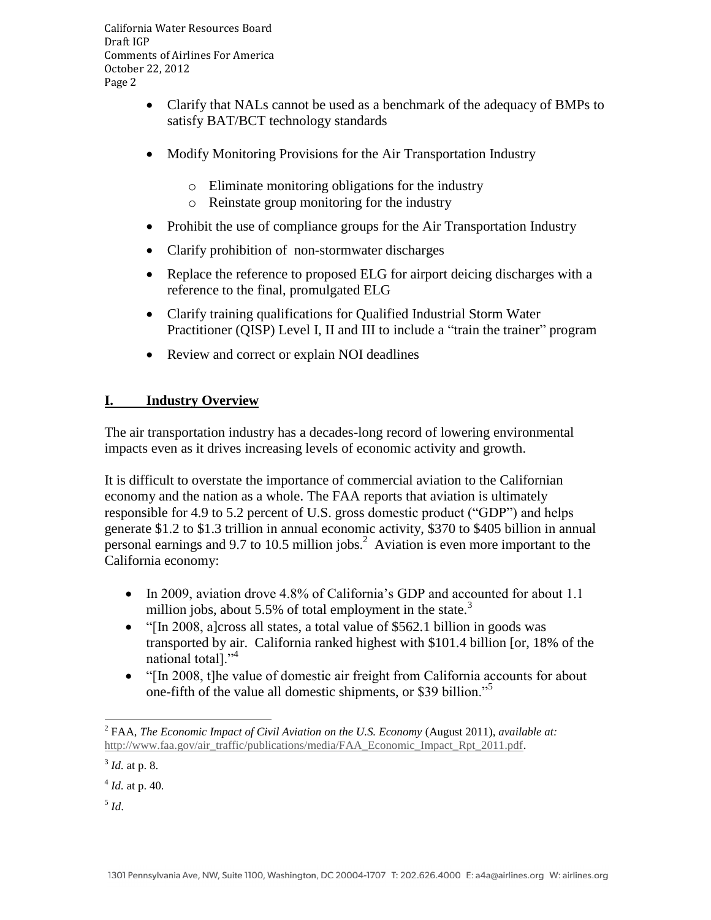- Clarify that NALs cannot be used as a benchmark of the adequacy of BMPs to satisfy BAT/BCT technology standards
- Modify Monitoring Provisions for the Air Transportation Industry
  - Eliminate monitoring obligations for the industry
  - Reinstate group monitoring for the industry
- Prohibit the use of compliance groups for the Air Transportation Industry
- Clarify prohibition of non-stormwater discharges
- Replace the reference to proposed ELG for airport deicing discharges with a reference to the final, promulgated ELG
- Clarify training qualifications for Qualified Industrial Storm Water Practitioner (QISP) Level I, II and III to include a "train the trainer" program
- Review and correct or explain NOI deadlines

## I. Industry Overview

The air transportation industry has a decades-long record of lowering environmental impacts even as it drives increasing levels of economic activity and growth.

It is difficult to overstate the importance of commercial aviation to the Californian economy and the nation as a whole. The FAA reports that aviation is ultimately responsible for 4.9 to 5.2 percent of U.S. gross domestic product ("GDP") and helps generate $1.2 to $1.3 trillion in annual economic activity, $370 to $405 billion in annual personal earnings and 9.7 to 10.5 million jobs.[2] Aviation is even more important to the California economy:

- In 2009, aviation drove 4.8% of California's GDP and accounted for about 1.1 million jobs, about 5.5% of total employment in the state.[3]
- "[In 2008, a]cross all states, a total value of $562.1 billion in goods was transported by air. California ranked highest with $101.4 billion [or, 18% of the national total]."[4]
- "[In 2008, t]he value of domestic air freight from California accounts for about one-fifth of the value all domestic shipments, or $39 billion."[5]

---

[2] FAA, *The Economic Impact of Civil Aviation on the U.S. Economy* (August 2011), *available at:* http://www.faa.gov/air_traffic/publications/media/FAA_Economic_Impact_Rpt_2011.pdf.

[3] *Id.* at p. 8.

[4] *Id.* at p. 40.

[5] *Id*.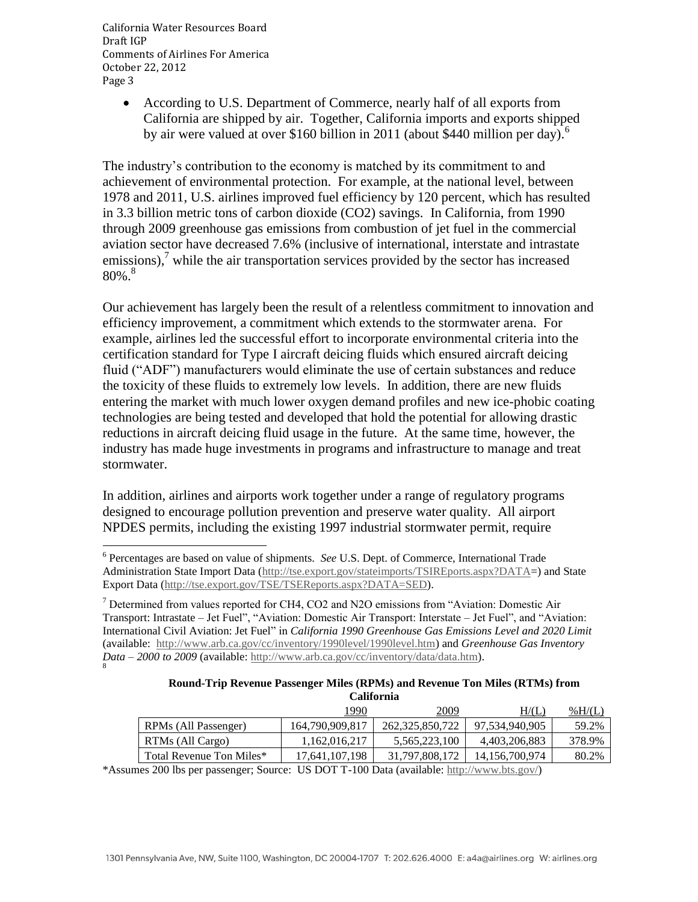- According to U.S. Department of Commerce, nearly half of all exports from California are shipped by air. Together, California imports and exports shipped by air were valued at over $160 billion in 2011 (about $440 million per day).[6]

The industry's contribution to the economy is matched by its commitment to and achievement of environmental protection. For example, at the national level, between 1978 and 2011, U.S. airlines improved fuel efficiency by 120 percent, which has resulted in 3.3 billion metric tons of carbon dioxide ($CO_2$) savings. In California, from 1990 through 2009 greenhouse gas emissions from combustion of jet fuel in the commercial aviation sector have decreased 7.6% (inclusive of international, interstate and intrastate emissions),[7] while the air transportation services provided by the sector has increased 80%.[8]

Our achievement has largely been the result of a relentless commitment to innovation and efficiency improvement, a commitment which extends to the stormwater arena. For example, airlines led the successful effort to incorporate environmental criteria into the certification standard for Type I aircraft deicing fluids which ensured aircraft deicing fluid ("ADF") manufacturers would eliminate the use of certain substances and reduce the toxicity of these fluids to extremely low levels. In addition, there are new fluids entering the market with much lower oxygen demand profiles and new ice-phobic coating technologies are being tested and developed that hold the potential for allowing drastic reductions in aircraft deicing fluid usage in the future. At the same time, however, the industry has made huge investments in programs and infrastructure to manage and treat stormwater.

In addition, airlines and airports work together under a range of regulatory programs designed to encourage pollution prevention and preserve water quality. All airport NPDES permits, including the existing 1997 industrial stormwater permit, require

---

[6] Percentages are based on value of shipments. *See* U.S. Dept. of Commerce, International Trade Administration State Import Data (http://tse.export.gov/stateimports/TSIREports.aspx?DATA=) and State Export Data (http://tse.export.gov/TSE/TSEReports.aspx?DATA=SED).

[7] Determined from values reported for $CH_4$, $CO_2$ and $N_2O$ emissions from "Aviation: Domestic Air Transport: Intrastate – Jet Fuel", "Aviation: Domestic Air Transport: Interstate – Jet Fuel", and "Aviation: International Civil Aviation: Jet Fuel" in *California 1990 Greenhouse Gas Emissions Level and 2020 Limit* (available: http://www.arb.ca.gov/cc/inventory/1990level/1990level.htm) and *Greenhouse Gas Inventory Data – 2000 to 2009* (available: http://www.arb.ca.gov/cc/inventory/data/data.htm).

[8]

**Round-Trip Revenue Passenger Miles (RPMs) and Revenue Ton Miles (RTMs) from California**

| | 1990 | 2009 | H/(L) | %H/(L) |
|---|---|---|---|---|
| RPMs (All Passenger) | 164,790,909,817 | 262,325,850,722 | 97,534,940,905 | 59.2% |
| RTMs (All Cargo) | 1,162,016,217 | 5,565,223,100 | 4,403,206,883 | 378.9% |
| Total Revenue Ton Miles* | 17,641,107,198 | 31,797,808,172 | 14,156,700,974 | 80.2% |

*Assumes 200 lbs per passenger; Source: US DOT T-100 Data (available: http://www.bts.gov/)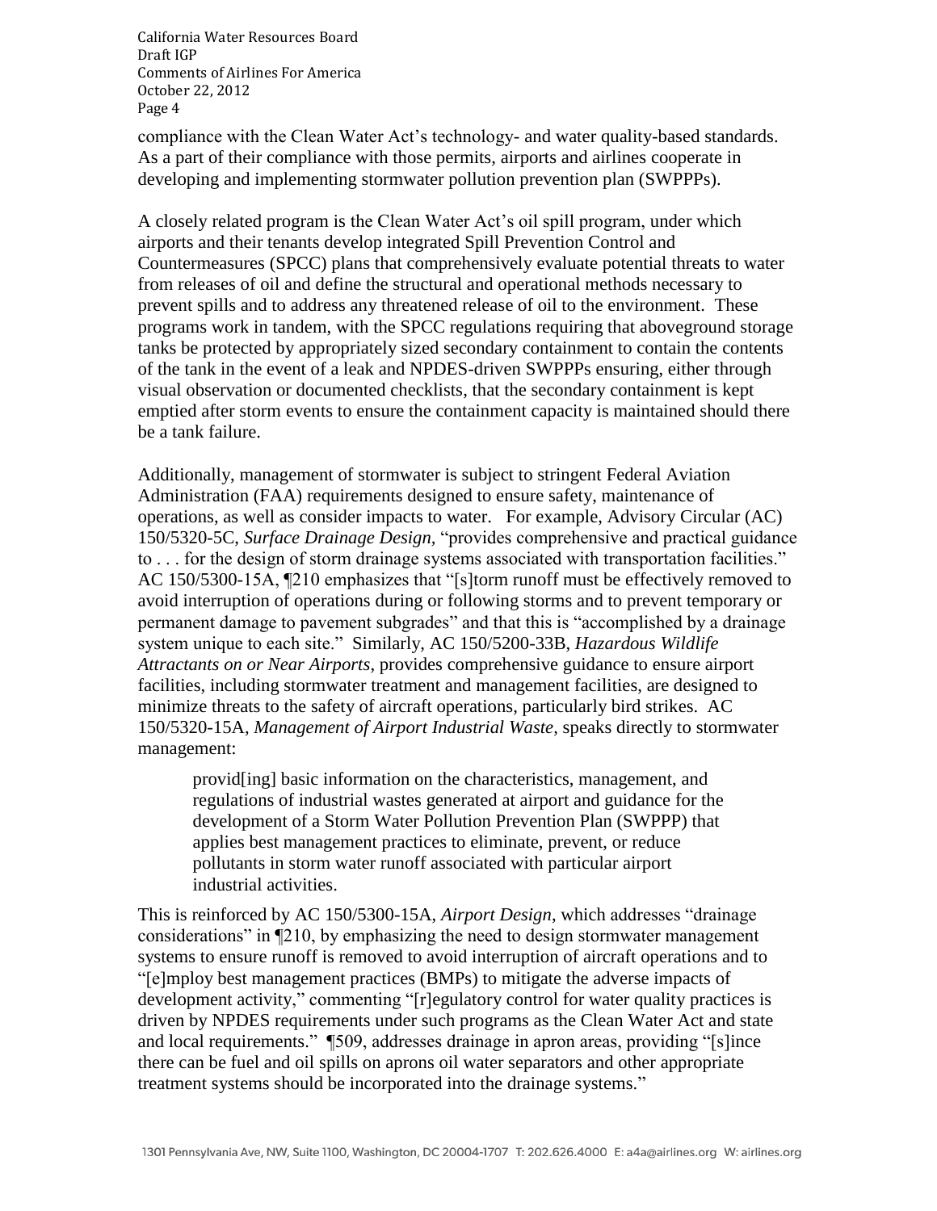compliance with the Clean Water Act's technology- and water quality-based standards. As a part of their compliance with those permits, airports and airlines cooperate in developing and implementing stormwater pollution prevention plan (SWPPPs).

A closely related program is the Clean Water Act's oil spill program, under which airports and their tenants develop integrated Spill Prevention Control and Countermeasures (SPCC) plans that comprehensively evaluate potential threats to water from releases of oil and define the structural and operational methods necessary to prevent spills and to address any threatened release of oil to the environment. These programs work in tandem, with the SPCC regulations requiring that aboveground storage tanks be protected by appropriately sized secondary containment to contain the contents of the tank in the event of a leak and NPDES-driven SWPPPs ensuring, either through visual observation or documented checklists, that the secondary containment is kept emptied after storm events to ensure the containment capacity is maintained should there be a tank failure.

Additionally, management of stormwater is subject to stringent Federal Aviation Administration (FAA) requirements designed to ensure safety, maintenance of operations, as well as consider impacts to water. For example, Advisory Circular (AC) 150/5320-5C, *Surface Drainage Design*, "provides comprehensive and practical guidance to . . . for the design of storm drainage systems associated with transportation facilities." AC 150/5300-15A, ¶210 emphasizes that "[s]torm runoff must be effectively removed to avoid interruption of operations during or following storms and to prevent temporary or permanent damage to pavement subgrades" and that this is "accomplished by a drainage system unique to each site." Similarly, AC 150/5200-33B, *Hazardous Wildlife Attractants on or Near Airports*, provides comprehensive guidance to ensure airport facilities, including stormwater treatment and management facilities, are designed to minimize threats to the safety of aircraft operations, particularly bird strikes. AC 150/5320-15A, *Management of Airport Industrial Waste*, speaks directly to stormwater management:

> provid[ing] basic information on the characteristics, management, and regulations of industrial wastes generated at airport and guidance for the development of a Storm Water Pollution Prevention Plan (SWPPP) that applies best management practices to eliminate, prevent, or reduce pollutants in storm water runoff associated with particular airport industrial activities.

This is reinforced by AC 150/5300-15A, *Airport Design*, which addresses "drainage considerations" in ¶210, by emphasizing the need to design stormwater management systems to ensure runoff is removed to avoid interruption of aircraft operations and to "[e]mploy best management practices (BMPs) to mitigate the adverse impacts of development activity," commenting "[r]egulatory control for water quality practices is driven by NPDES requirements under such programs as the Clean Water Act and state and local requirements." ¶509, addresses drainage in apron areas, providing "[s]ince there can be fuel and oil spills on aprons oil water separators and other appropriate treatment systems should be incorporated into the drainage systems."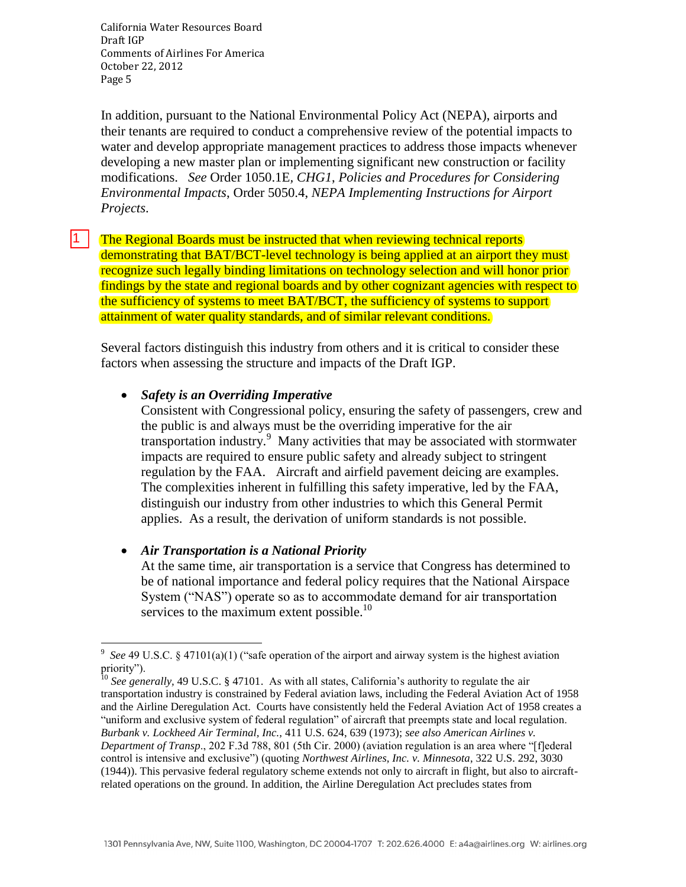In addition, pursuant to the National Environmental Policy Act (NEPA), airports and their tenants are required to conduct a comprehensive review of the potential impacts to water and develop appropriate management practices to address those impacts whenever developing a new master plan or implementing significant new construction or facility modifications. *See* Order 1050.1E, *CHG1*, *Policies and Procedures for Considering Environmental Impacts*, Order 5050.4, *NEPA Implementing Instructions for Airport Projects*.

1 The Regional Boards must be instructed that when reviewing technical reports demonstrating that BAT/BCT-level technology is being applied at an airport they must recognize such legally binding limitations on technology selection and will honor prior findings by the state and regional boards and by other cognizant agencies with respect to the sufficiency of systems to meet BAT/BCT, the sufficiency of systems to support attainment of water quality standards, and of similar relevant conditions.

Several factors distinguish this industry from others and it is critical to consider these factors when assessing the structure and impacts of the Draft IGP.

- ***Safety is an Overriding Imperative***
  Consistent with Congressional policy, ensuring the safety of passengers, crew and the public is and always must be the overriding imperative for the air transportation industry.[9] Many activities that may be associated with stormwater impacts are required to ensure public safety and already subject to stringent regulation by the FAA. Aircraft and airfield pavement deicing are examples. The complexities inherent in fulfilling this safety imperative, led by the FAA, distinguish our industry from other industries to which this General Permit applies. As a result, the derivation of uniform standards is not possible.

- ***Air Transportation is a National Priority***
  At the same time, air transportation is a service that Congress has determined to be of national importance and federal policy requires that the National Airspace System ("NAS") operate so as to accommodate demand for air transportation services to the maximum extent possible.[10]

---

[9] *See* 49 U.S.C. § 47101(a)(1) ("safe operation of the airport and airway system is the highest aviation priority").

[10] *See generally*, 49 U.S.C. § 47101. As with all states, California's authority to regulate the air transportation industry is constrained by Federal aviation laws, including the Federal Aviation Act of 1958 and the Airline Deregulation Act. Courts have consistently held the Federal Aviation Act of 1958 creates a "uniform and exclusive system of federal regulation" of aircraft that preempts state and local regulation. *Burbank v. Lockheed Air Terminal, Inc.*, 411 U.S. 624, 639 (1973); *see also American Airlines v. Department of Transp*., 202 F.3d 788, 801 (5th Cir. 2000) (aviation regulation is an area where "[f]ederal control is intensive and exclusive") (quoting *Northwest Airlines, Inc. v. Minnesota*, 322 U.S. 292, 3030 (1944)). This pervasive federal regulatory scheme extends not only to aircraft in flight, but also to aircraft-related operations on the ground. In addition, the Airline Deregulation Act precludes states from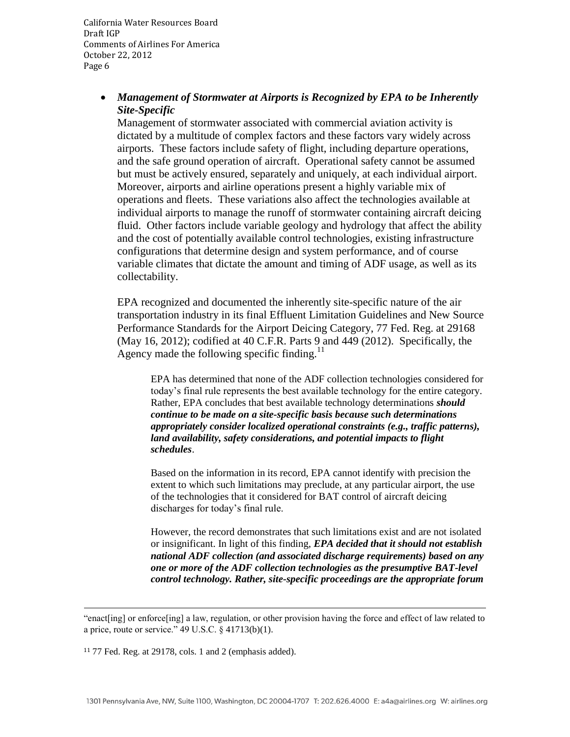- ***Management of Stormwater at Airports is Recognized by EPA to be Inherently Site-Specific***

  Management of stormwater associated with commercial aviation activity is dictated by a multitude of complex factors and these factors vary widely across airports. These factors include safety of flight, including departure operations, and the safe ground operation of aircraft. Operational safety cannot be assumed but must be actively ensured, separately and uniquely, at each individual airport. Moreover, airports and airline operations present a highly variable mix of operations and fleets. These variations also affect the technologies available at individual airports to manage the runoff of stormwater containing aircraft deicing fluid. Other factors include variable geology and hydrology that affect the ability and the cost of potentially available control technologies, existing infrastructure configurations that determine design and system performance, and of course variable climates that dictate the amount and timing of ADF usage, as well as its collectability.

  EPA recognized and documented the inherently site-specific nature of the air transportation industry in its final Effluent Limitation Guidelines and New Source Performance Standards for the Airport Deicing Category, 77 Fed. Reg. at 29168 (May 16, 2012); codified at 40 C.F.R. Parts 9 and 449 (2012). Specifically, the Agency made the following specific finding.[11]

  > EPA has determined that none of the ADF collection technologies considered for today's final rule represents the best available technology for the entire category. Rather, EPA concludes that best available technology determinations ***should continue to be made on a site-specific basis because such determinations appropriately consider localized operational constraints (e.g., traffic patterns), land availability, safety considerations, and potential impacts to flight schedules***.
  >
  > Based on the information in its record, EPA cannot identify with precision the extent to which such limitations may preclude, at any particular airport, the use of the technologies that it considered for BAT control of aircraft deicing discharges for today's final rule.
  >
  > However, the record demonstrates that such limitations exist and are not isolated or insignificant. In light of this finding, ***EPA decided that it should not establish national ADF collection (and associated discharge requirements) based on any one or more of the ADF collection technologies as the presumptive BAT-level control technology. Rather, site-specific proceedings are the appropriate forum***

---

"enact[ing] or enforce[ing] a law, regulation, or other provision having the force and effect of law related to a price, route or service." 49 U.S.C. § 41713(b)(1).

[11] 77 Fed. Reg. at 29178, cols. 1 and 2 (emphasis added).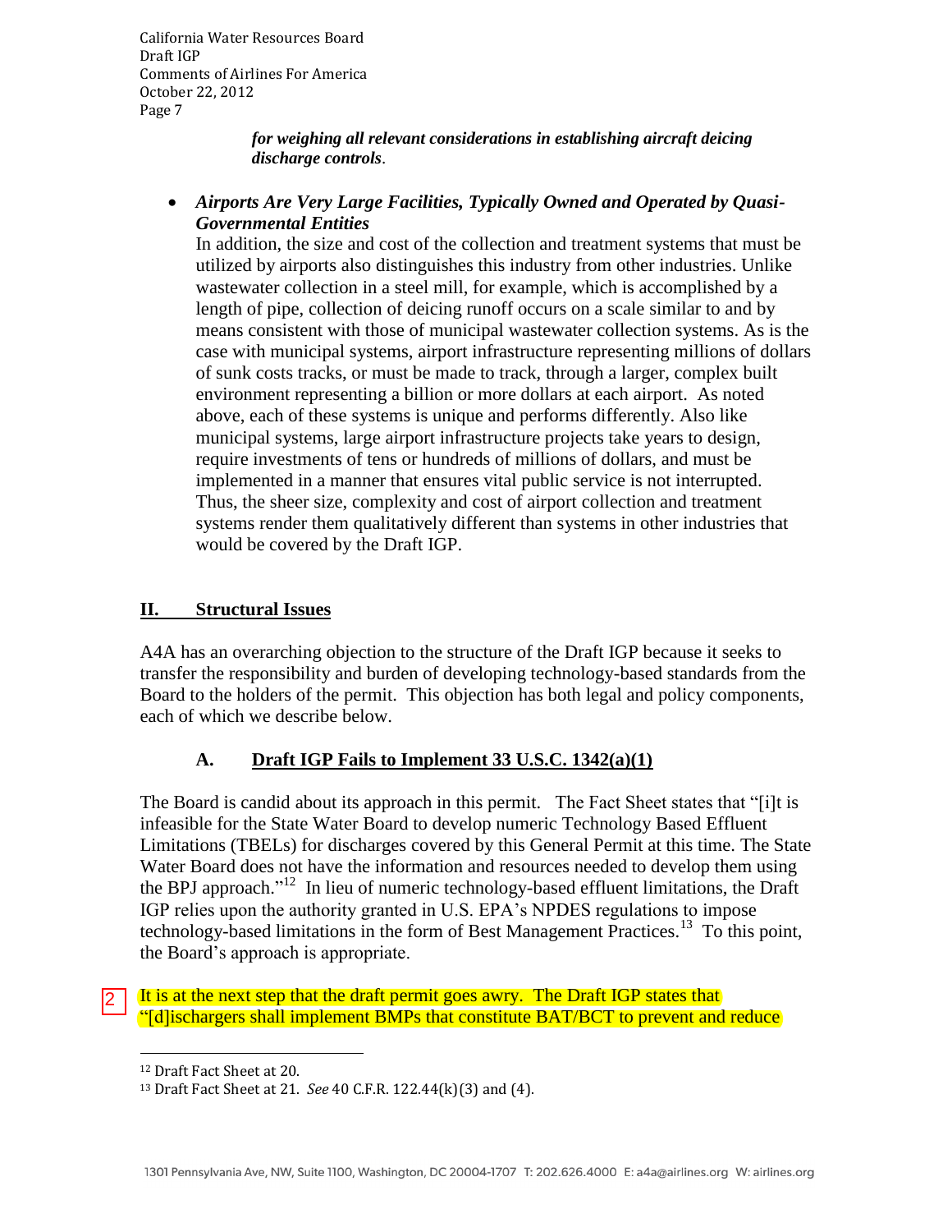***for weighing all relevant considerations in establishing aircraft deicing discharge controls***.

- ***Airports Are Very Large Facilities, Typically Owned and Operated by Quasi-Governmental Entities***

  In addition, the size and cost of the collection and treatment systems that must be utilized by airports also distinguishes this industry from other industries. Unlike wastewater collection in a steel mill, for example, which is accomplished by a length of pipe, collection of deicing runoff occurs on a scale similar to and by means consistent with those of municipal wastewater collection systems. As is the case with municipal systems, airport infrastructure representing millions of dollars of sunk costs tracks, or must be made to track, through a larger, complex built environment representing a billion or more dollars at each airport. As noted above, each of these systems is unique and performs differently. Also like municipal systems, large airport infrastructure projects take years to design, require investments of tens or hundreds of millions of dollars, and must be implemented in a manner that ensures vital public service is not interrupted. Thus, the sheer size, complexity and cost of airport collection and treatment systems render them qualitatively different than systems in other industries that would be covered by the Draft IGP.

## II. Structural Issues

A4A has an overarching objection to the structure of the Draft IGP because it seeks to transfer the responsibility and burden of developing technology-based standards from the Board to the holders of the permit. This objection has both legal and policy components, each of which we describe below.

### A. Draft IGP Fails to Implement 33 U.S.C. 1342(a)(1)

The Board is candid about its approach in this permit. The Fact Sheet states that "[i]t is infeasible for the State Water Board to develop numeric Technology Based Effluent Limitations (TBELs) for discharges covered by this General Permit at this time. The State Water Board does not have the information and resources needed to develop them using the BPJ approach."[12] In lieu of numeric technology-based effluent limitations, the Draft IGP relies upon the authority granted in U.S. EPA's NPDES regulations to impose technology-based limitations in the form of Best Management Practices.[13] To this point, the Board's approach is appropriate.

2 It is at the next step that the draft permit goes awry. The Draft IGP states that "[d]ischargers shall implement BMPs that constitute BAT/BCT to prevent and reduce

---

[12] Draft Fact Sheet at 20.

[13] Draft Fact Sheet at 21. *See* 40 C.F.R. 122.44(k)(3) and (4).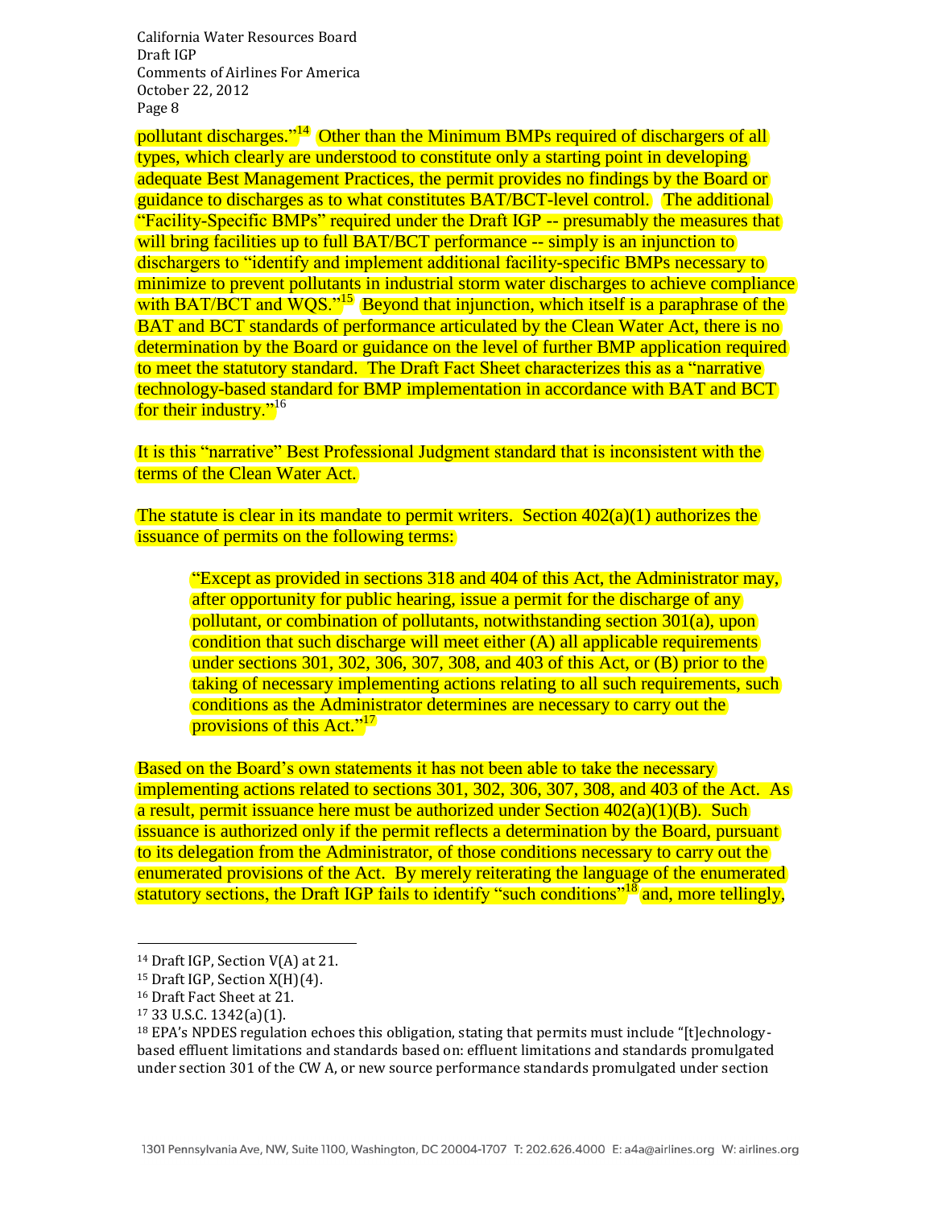pollutant discharges."[14] Other than the Minimum BMPs required of dischargers of all types, which clearly are understood to constitute only a starting point in developing adequate Best Management Practices, the permit provides no findings by the Board or guidance to discharges as to what constitutes BAT/BCT-level control. The additional "Facility-Specific BMPs" required under the Draft IGP -- presumably the measures that will bring facilities up to full BAT/BCT performance -- simply is an injunction to dischargers to "identify and implement additional facility-specific BMPs necessary to minimize to prevent pollutants in industrial storm water discharges to achieve compliance with BAT/BCT and WQS."[15] Beyond that injunction, which itself is a paraphrase of the BAT and BCT standards of performance articulated by the Clean Water Act, there is no determination by the Board or guidance on the level of further BMP application required to meet the statutory standard. The Draft Fact Sheet characterizes this as a "narrative technology-based standard for BMP implementation in accordance with BAT and BCT for their industry."[16]

It is this "narrative" Best Professional Judgment standard that is inconsistent with the terms of the Clean Water Act.

The statute is clear in its mandate to permit writers. Section 402(a)(1) authorizes the issuance of permits on the following terms:

> "Except as provided in sections 318 and 404 of this Act, the Administrator may, after opportunity for public hearing, issue a permit for the discharge of any pollutant, or combination of pollutants, notwithstanding section 301(a), upon condition that such discharge will meet either (A) all applicable requirements under sections 301, 302, 306, 307, 308, and 403 of this Act, or (B) prior to the taking of necessary implementing actions relating to all such requirements, such conditions as the Administrator determines are necessary to carry out the provisions of this Act."[17]

Based on the Board's own statements it has not been able to take the necessary implementing actions related to sections 301, 302, 306, 307, 308, and 403 of the Act. As a result, permit issuance here must be authorized under Section 402(a)(1)(B). Such issuance is authorized only if the permit reflects a determination by the Board, pursuant to its delegation from the Administrator, of those conditions necessary to carry out the enumerated provisions of the Act. By merely reiterating the language of the enumerated statutory sections, the Draft IGP fails to identify "such conditions"[18] and, more tellingly,

---

[14] Draft IGP, Section V(A) at 21.

[15] Draft IGP, Section X(H)(4).

[16] Draft Fact Sheet at 21.

[17] 33 U.S.C. 1342(a)(1).

[18] EPA's NPDES regulation echoes this obligation, stating that permits must include "[t]echnology-based effluent limitations and standards based on: effluent limitations and standards promulgated under section 301 of the CW A, or new source performance standards promulgated under section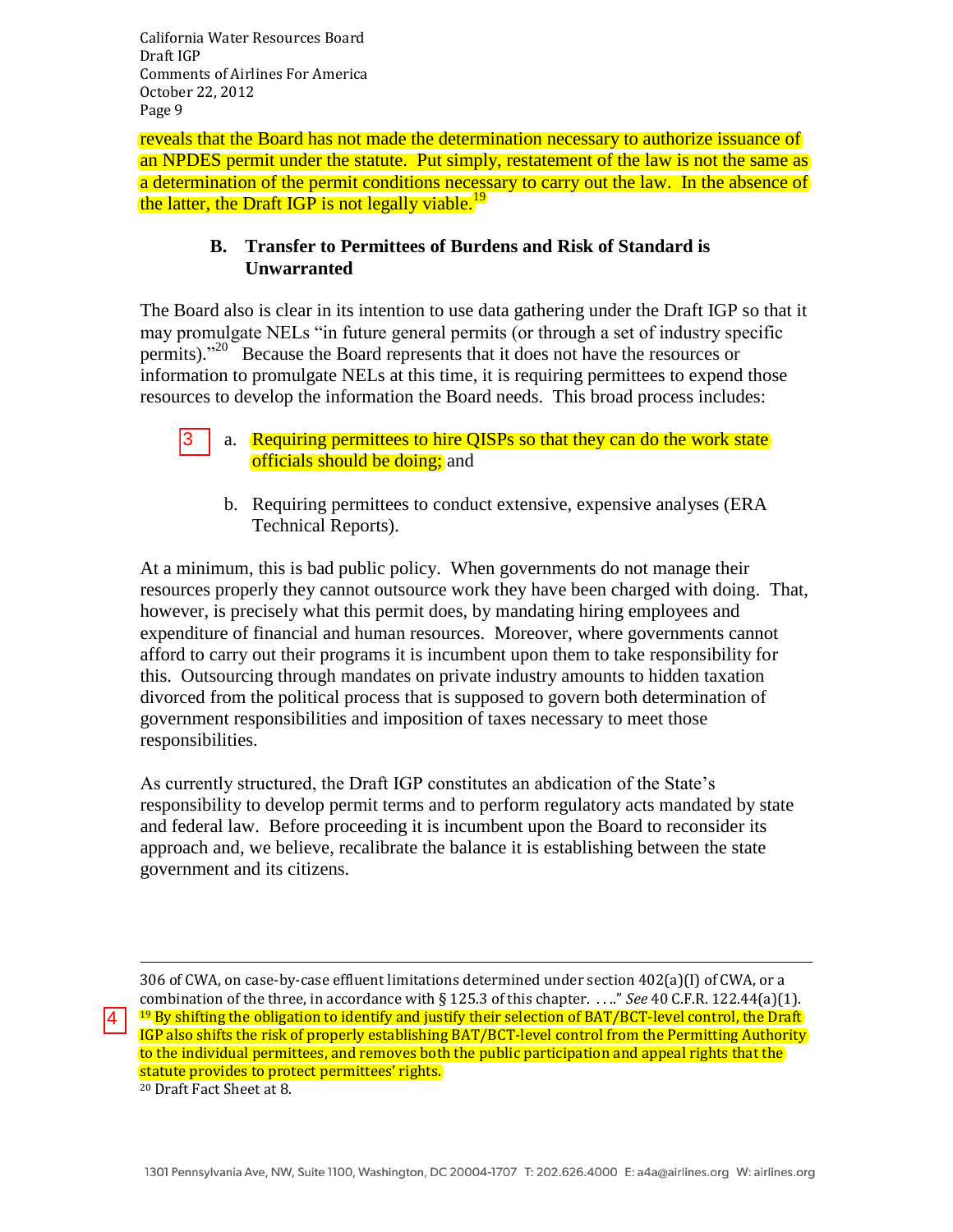reveals that the Board has not made the determination necessary to authorize issuance of an NPDES permit under the statute. Put simply, restatement of the law is not the same as a determination of the permit conditions necessary to carry out the law. In the absence of the latter, the Draft IGP is not legally viable.[19]

### B. Transfer to Permittees of Burdens and Risk of Standard is Unwarranted

The Board also is clear in its intention to use data gathering under the Draft IGP so that it may promulgate NELs "in future general permits (or through a set of industry specific permits)."[20] Because the Board represents that it does not have the resources or information to promulgate NELs at this time, it is requiring permittees to expend those resources to develop the information the Board needs. This broad process includes:

3

a. Requiring permittees to hire QISPs so that they can do the work state officials should be doing; and

b. Requiring permittees to conduct extensive, expensive analyses (ERA Technical Reports).

At a minimum, this is bad public policy. When governments do not manage their resources properly they cannot outsource work they have been charged with doing. That, however, is precisely what this permit does, by mandating hiring employees and expenditure of financial and human resources. Moreover, where governments cannot afford to carry out their programs it is incumbent upon them to take responsibility for this. Outsourcing through mandates on private industry amounts to hidden taxation divorced from the political process that is supposed to govern both determination of government responsibilities and imposition of taxes necessary to meet those responsibilities.

As currently structured, the Draft IGP constitutes an abdication of the State's responsibility to develop permit terms and to perform regulatory acts mandated by state and federal law. Before proceeding it is incumbent upon the Board to reconsider its approach and, we believe, recalibrate the balance it is establishing between the state government and its citizens.

---

306 of CWA, on case-by-case effluent limitations determined under section 402(a)(I) of CWA, or a combination of the three, in accordance with § 125.3 of this chapter. . . .." *See* 40 C.F.R. 122.44(a)(1).

4

[19] By shifting the obligation to identify and justify their selection of BAT/BCT-level control, the Draft IGP also shifts the risk of properly establishing BAT/BCT-level control from the Permitting Authority to the individual permittees, and removes both the public participation and appeal rights that the statute provides to protect permittees' rights.

[20] Draft Fact Sheet at 8.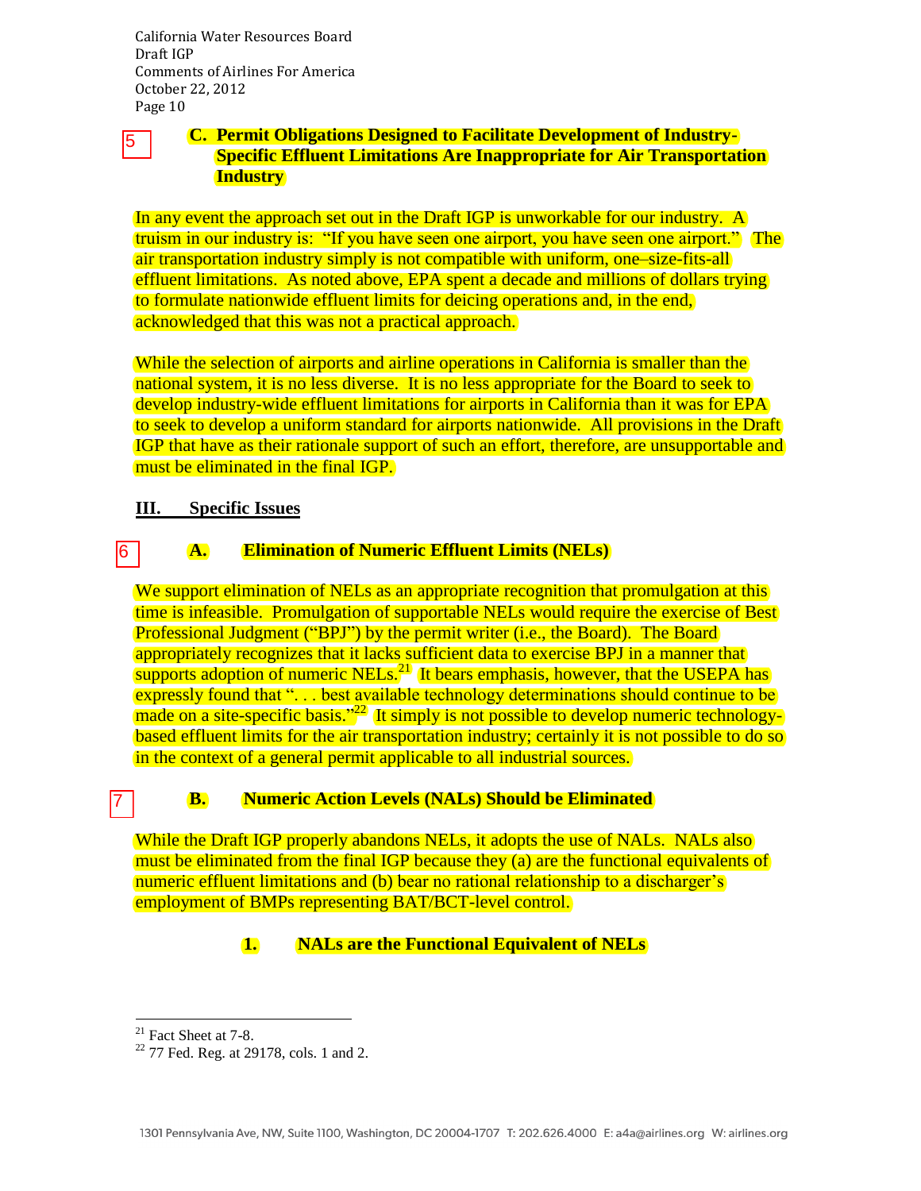5

### C. Permit Obligations Designed to Facilitate Development of Industry-Specific Effluent Limitations Are Inappropriate for Air Transportation Industry

In any event the approach set out in the Draft IGP is unworkable for our industry. A truism in our industry is: "If you have seen one airport, you have seen one airport." The air transportation industry simply is not compatible with uniform, one–size-fits-all effluent limitations. As noted above, EPA spent a decade and millions of dollars trying to formulate nationwide effluent limits for deicing operations and, in the end, acknowledged that this was not a practical approach.

While the selection of airports and airline operations in California is smaller than the national system, it is no less diverse. It is no less appropriate for the Board to seek to develop industry-wide effluent limitations for airports in California than it was for EPA to seek to develop a uniform standard for airports nationwide. All provisions in the Draft IGP that have as their rationale support of such an effort, therefore, are unsupportable and must be eliminated in the final IGP.

## III. Specific Issues

6

### A. Elimination of Numeric Effluent Limits (NELs)

We support elimination of NELs as an appropriate recognition that promulgation at this time is infeasible. Promulgation of supportable NELs would require the exercise of Best Professional Judgment ("BPJ") by the permit writer (i.e., the Board). The Board appropriately recognizes that it lacks sufficient data to exercise BPJ in a manner that supports adoption of numeric NELs.[21] It bears emphasis, however, that the USEPA has expressly found that ". . . best available technology determinations should continue to be made on a site-specific basis."[22] It simply is not possible to develop numeric technology-based effluent limits for the air transportation industry; certainly it is not possible to do so in the context of a general permit applicable to all industrial sources.

7

### B. Numeric Action Levels (NALs) Should be Eliminated

While the Draft IGP properly abandons NELs, it adopts the use of NALs. NALs also must be eliminated from the final IGP because they (a) are the functional equivalents of numeric effluent limitations and (b) bear no rational relationship to a discharger's employment of BMPs representing BAT/BCT-level control.

#### 1. NALs are the Functional Equivalent of NELs

---

[21] Fact Sheet at 7-8.

[22] 77 Fed. Reg. at 29178, cols. 1 and 2.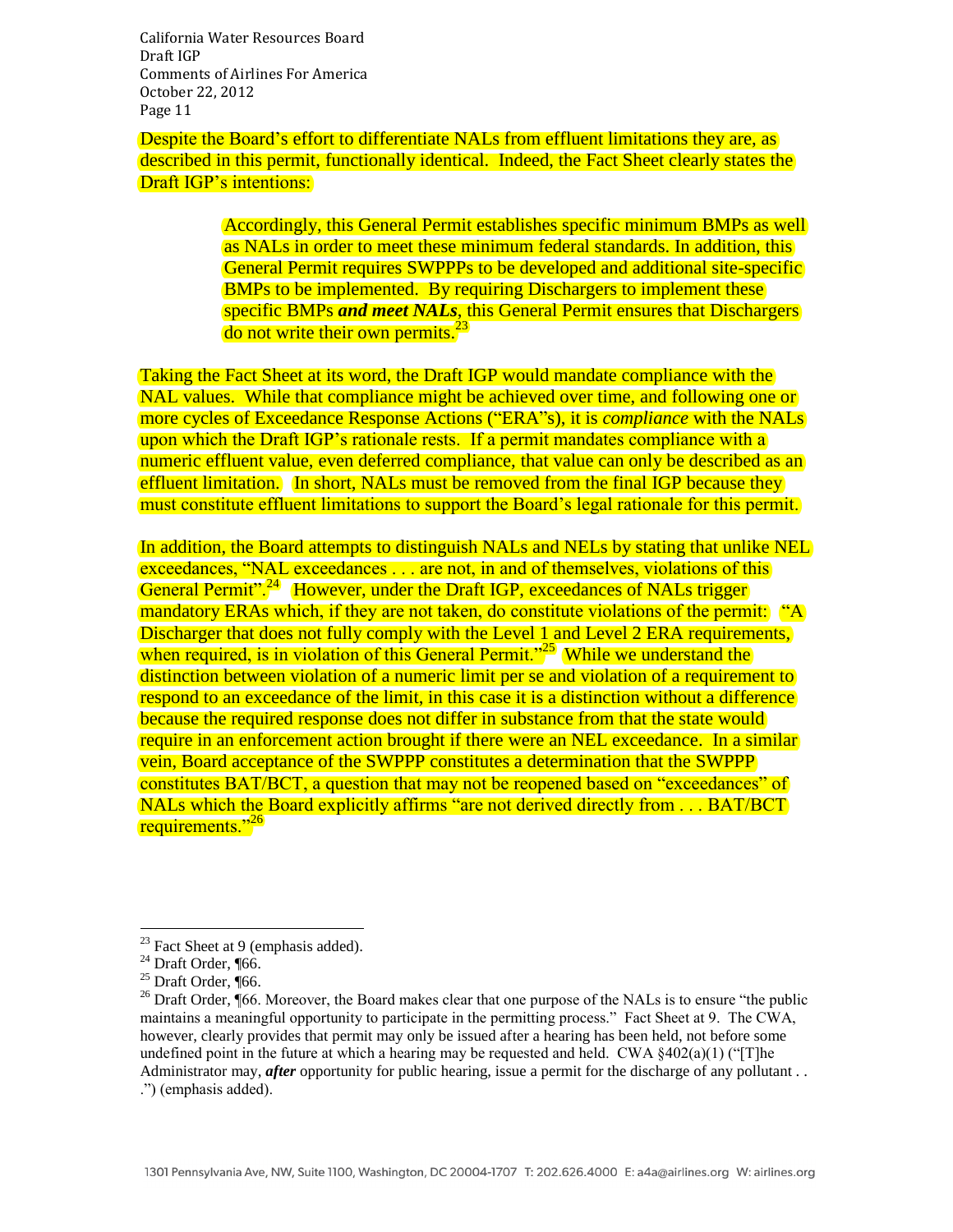Despite the Board's effort to differentiate NALs from effluent limitations they are, as described in this permit, functionally identical. Indeed, the Fact Sheet clearly states the Draft IGP's intentions:

> Accordingly, this General Permit establishes specific minimum BMPs as well as NALs in order to meet these minimum federal standards. In addition, this General Permit requires SWPPPs to be developed and additional site-specific BMPs to be implemented. By requiring Dischargers to implement these specific BMPs ***and meet NALs***, this General Permit ensures that Dischargers do not write their own permits.[23]

Taking the Fact Sheet at its word, the Draft IGP would mandate compliance with the NAL values. While that compliance might be achieved over time, and following one or more cycles of Exceedance Response Actions ("ERA"s), it is *compliance* with the NALs upon which the Draft IGP's rationale rests. If a permit mandates compliance with a numeric effluent value, even deferred compliance, that value can only be described as an effluent limitation. In short, NALs must be removed from the final IGP because they must constitute effluent limitations to support the Board's legal rationale for this permit.

In addition, the Board attempts to distinguish NALs and NELs by stating that unlike NEL exceedances, "NAL exceedances . . . are not, in and of themselves, violations of this General Permit".[24] However, under the Draft IGP, exceedances of NALs trigger mandatory ERAs which, if they are not taken, do constitute violations of the permit: "A Discharger that does not fully comply with the Level 1 and Level 2 ERA requirements, when required, is in violation of this General Permit."[25] While we understand the distinction between violation of a numeric limit per se and violation of a requirement to respond to an exceedance of the limit, in this case it is a distinction without a difference because the required response does not differ in substance from that the state would require in an enforcement action brought if there were an NEL exceedance. In a similar vein, Board acceptance of the SWPPP constitutes a determination that the SWPPP constitutes BAT/BCT, a question that may not be reopened based on "exceedances" of NALs which the Board explicitly affirms "are not derived directly from . . . BAT/BCT requirements."[26]

---

[23] Fact Sheet at 9 (emphasis added).

[24] Draft Order, ¶66.

[25] Draft Order, ¶66.

[26] Draft Order, ¶66. Moreover, the Board makes clear that one purpose of the NALs is to ensure "the public maintains a meaningful opportunity to participate in the permitting process." Fact Sheet at 9. The CWA, however, clearly provides that permit may only be issued after a hearing has been held, not before some undefined point in the future at which a hearing may be requested and held. CWA §402(a)(1) ("[T]he Administrator may, ***after*** opportunity for public hearing, issue a permit for the discharge of any pollutant . . .") (emphasis added).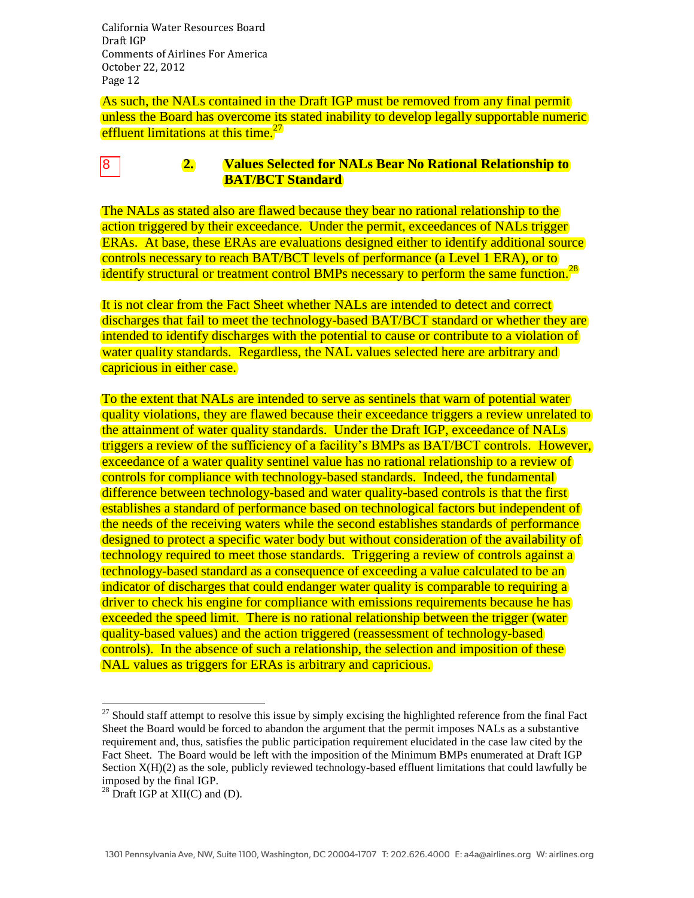As such, the NALs contained in the Draft IGP must be removed from any final permit unless the Board has overcome its stated inability to develop legally supportable numeric effluent limitations at this time.[27]

8

### 2. Values Selected for NALs Bear No Rational Relationship to BAT/BCT Standard

The NALs as stated also are flawed because they bear no rational relationship to the action triggered by their exceedance. Under the permit, exceedances of NALs trigger ERAs. At base, these ERAs are evaluations designed either to identify additional source controls necessary to reach BAT/BCT levels of performance (a Level 1 ERA), or to identify structural or treatment control BMPs necessary to perform the same function.[28]

It is not clear from the Fact Sheet whether NALs are intended to detect and correct discharges that fail to meet the technology-based BAT/BCT standard or whether they are intended to identify discharges with the potential to cause or contribute to a violation of water quality standards. Regardless, the NAL values selected here are arbitrary and capricious in either case.

To the extent that NALs are intended to serve as sentinels that warn of potential water quality violations, they are flawed because their exceedance triggers a review unrelated to the attainment of water quality standards. Under the Draft IGP, exceedance of NALs triggers a review of the sufficiency of a facility's BMPs as BAT/BCT controls. However, exceedance of a water quality sentinel value has no rational relationship to a review of controls for compliance with technology-based standards. Indeed, the fundamental difference between technology-based and water quality-based controls is that the first establishes a standard of performance based on technological factors but independent of the needs of the receiving waters while the second establishes standards of performance designed to protect a specific water body but without consideration of the availability of technology required to meet those standards. Triggering a review of controls against a technology-based standard as a consequence of exceeding a value calculated to be an indicator of discharges that could endanger water quality is comparable to requiring a driver to check his engine for compliance with emissions requirements because he has exceeded the speed limit. There is no rational relationship between the trigger (water quality-based values) and the action triggered (reassessment of technology-based controls). In the absence of such a relationship, the selection and imposition of these NAL values as triggers for ERAs is arbitrary and capricious.

---

[27] Should staff attempt to resolve this issue by simply excising the highlighted reference from the final Fact Sheet the Board would be forced to abandon the argument that the permit imposes NALs as a substantive requirement and, thus, satisfies the public participation requirement elucidated in the case law cited by the Fact Sheet. The Board would be left with the imposition of the Minimum BMPs enumerated at Draft IGP Section X(H)(2) as the sole, publicly reviewed technology-based effluent limitations that could lawfully be imposed by the final IGP.

[28] Draft IGP at XII(C) and (D).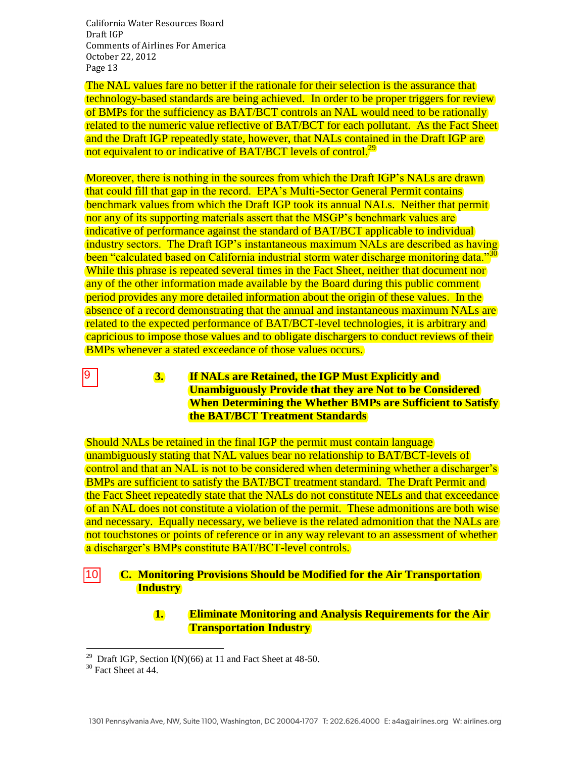The NAL values fare no better if the rationale for their selection is the assurance that technology-based standards are being achieved. In order to be proper triggers for review of BMPs for the sufficiency as BAT/BCT controls an NAL would need to be rationally related to the numeric value reflective of BAT/BCT for each pollutant. As the Fact Sheet and the Draft IGP repeatedly state, however, that NALs contained in the Draft IGP are not equivalent to or indicative of BAT/BCT levels of control.[29]

Moreover, there is nothing in the sources from which the Draft IGP's NALs are drawn that could fill that gap in the record. EPA's Multi-Sector General Permit contains benchmark values from which the Draft IGP took its annual NALs. Neither that permit nor any of its supporting materials assert that the MSGP's benchmark values are indicative of performance against the standard of BAT/BCT applicable to individual industry sectors. The Draft IGP's instantaneous maximum NALs are described as having been "calculated based on California industrial storm water discharge monitoring data."[30] While this phrase is repeated several times in the Fact Sheet, neither that document nor any of the other information made available by the Board during this public comment period provides any more detailed information about the origin of these values. In the absence of a record demonstrating that the annual and instantaneous maximum NALs are related to the expected performance of BAT/BCT-level technologies, it is arbitrary and capricious to impose those values and to obligate dischargers to conduct reviews of their BMPs whenever a stated exceedance of those values occurs.

9

#### 3. If NALs are Retained, the IGP Must Explicitly and Unambiguously Provide that they are Not to be Considered When Determining the Whether BMPs are Sufficient to Satisfy the BAT/BCT Treatment Standards

Should NALs be retained in the final IGP the permit must contain language unambiguously stating that NAL values bear no relationship to BAT/BCT-levels of control and that an NAL is not to be considered when determining whether a discharger's BMPs are sufficient to satisfy the BAT/BCT treatment standard. The Draft Permit and the Fact Sheet repeatedly state that the NALs do not constitute NELs and that exceedance of an NAL does not constitute a violation of the permit. These admonitions are both wise and necessary. Equally necessary, we believe is the related admonition that the NALs are not touchstones or points of reference or in any way relevant to an assessment of whether a discharger's BMPs constitute BAT/BCT-level controls.

10

### C. Monitoring Provisions Should be Modified for the Air Transportation Industry

#### 1. Eliminate Monitoring and Analysis Requirements for the Air Transportation Industry

---

[29] Draft IGP, Section I(N)(66) at 11 and Fact Sheet at 48-50.

[30] Fact Sheet at 44.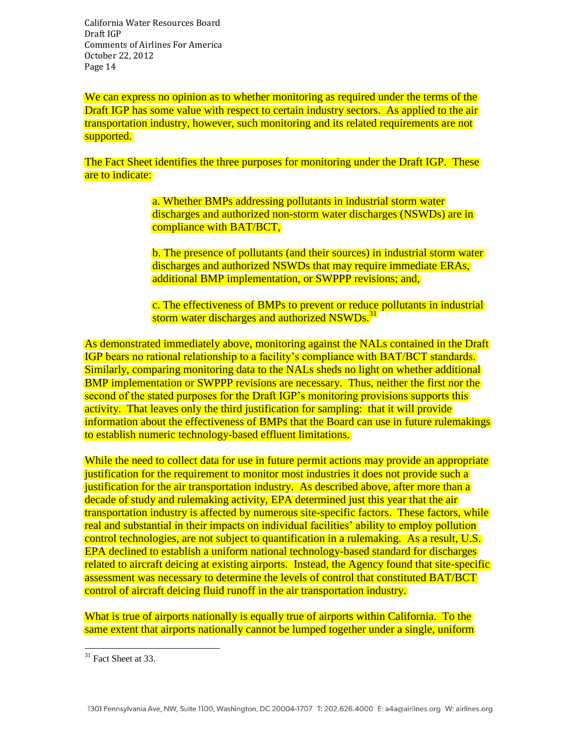We can express no opinion as to whether monitoring as required under the terms of the Draft IGP has some value with respect to certain industry sectors. As applied to the air transportation industry, however, such monitoring and its related requirements are not supported.

The Fact Sheet identifies the three purposes for monitoring under the Draft IGP. These are to indicate:

> a. Whether BMPs addressing pollutants in industrial storm water discharges and authorized non-storm water discharges (NSWDs) are in compliance with BAT/BCT,
>
> b. The presence of pollutants (and their sources) in industrial storm water discharges and authorized NSWDs that may require immediate ERAs, additional BMP implementation, or SWPPP revisions; and,
>
> c. The effectiveness of BMPs to prevent or reduce pollutants in industrial storm water discharges and authorized NSWDs.[31]

As demonstrated immediately above, monitoring against the NALs contained in the Draft IGP bears no rational relationship to a facility's compliance with BAT/BCT standards. Similarly, comparing monitoring data to the NALs sheds no light on whether additional BMP implementation or SWPPP revisions are necessary. Thus, neither the first nor the second of the stated purposes for the Draft IGP's monitoring provisions supports this activity. That leaves only the third justification for sampling: that it will provide information about the effectiveness of BMPs that the Board can use in future rulemakings to establish numeric technology-based effluent limitations.

While the need to collect data for use in future permit actions may provide an appropriate justification for the requirement to monitor most industries it does not provide such a justification for the air transportation industry. As described above, after more than a decade of study and rulemaking activity, EPA determined just this year that the air transportation industry is affected by numerous site-specific factors. These factors, while real and substantial in their impacts on individual facilities' ability to employ pollution control technologies, are not subject to quantification in a rulemaking. As a result, U.S. EPA declined to establish a uniform national technology-based standard for discharges related to aircraft deicing at existing airports. Instead, the Agency found that site-specific assessment was necessary to determine the levels of control that constituted BAT/BCT control of aircraft deicing fluid runoff in the air transportation industry.

What is true of airports nationally is equally true of airports within California. To the same extent that airports nationally cannot be lumped together under a single, uniform

---

[31] Fact Sheet at 33.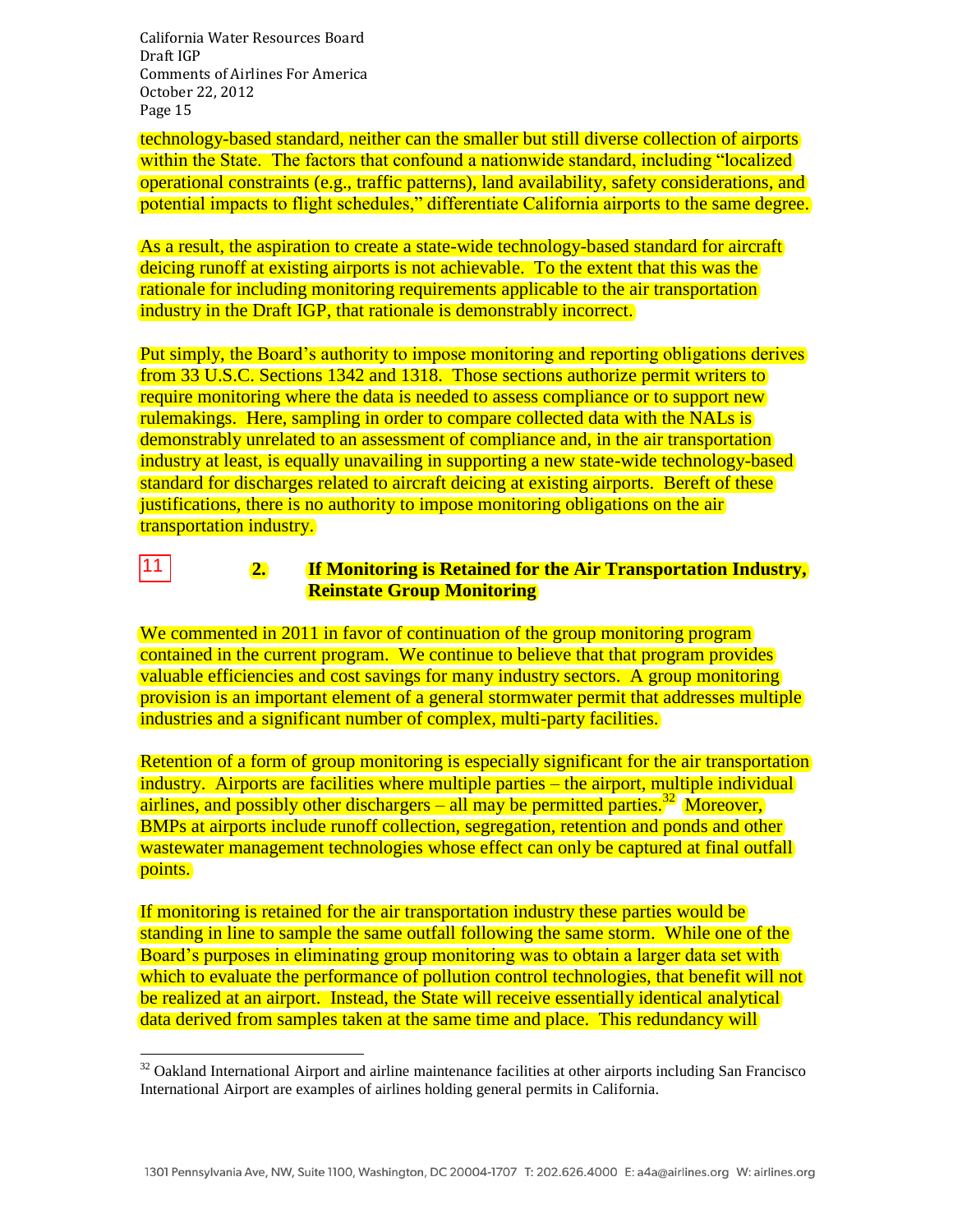technology-based standard, neither can the smaller but still diverse collection of airports within the State. The factors that confound a nationwide standard, including "localized operational constraints (e.g., traffic patterns), land availability, safety considerations, and potential impacts to flight schedules," differentiate California airports to the same degree.

As a result, the aspiration to create a state-wide technology-based standard for aircraft deicing runoff at existing airports is not achievable. To the extent that this was the rationale for including monitoring requirements applicable to the air transportation industry in the Draft IGP, that rationale is demonstrably incorrect.

Put simply, the Board's authority to impose monitoring and reporting obligations derives from 33 U.S.C. Sections 1342 and 1318. Those sections authorize permit writers to require monitoring where the data is needed to assess compliance or to support new rulemakings. Here, sampling in order to compare collected data with the NALs is demonstrably unrelated to an assessment of compliance and, in the air transportation industry at least, is equally unavailing in supporting a new state-wide technology-based standard for discharges related to aircraft deicing at existing airports. Bereft of these justifications, there is no authority to impose monitoring obligations on the air transportation industry.

11

**2. If Monitoring is Retained for the Air Transportation Industry, Reinstate Group Monitoring**

We commented in 2011 in favor of continuation of the group monitoring program contained in the current program. We continue to believe that that program provides valuable efficiencies and cost savings for many industry sectors. A group monitoring provision is an important element of a general stormwater permit that addresses multiple industries and a significant number of complex, multi-party facilities.

Retention of a form of group monitoring is especially significant for the air transportation industry. Airports are facilities where multiple parties – the airport, multiple individual airlines, and possibly other dischargers – all may be permitted parties.[32] Moreover, BMPs at airports include runoff collection, segregation, retention and ponds and other wastewater management technologies whose effect can only be captured at final outfall points.

If monitoring is retained for the air transportation industry these parties would be standing in line to sample the same outfall following the same storm. While one of the Board's purposes in eliminating group monitoring was to obtain a larger data set with which to evaluate the performance of pollution control technologies, that benefit will not be realized at an airport. Instead, the State will receive essentially identical analytical data derived from samples taken at the same time and place. This redundancy will

[32] Oakland International Airport and airline maintenance facilities at other airports including San Francisco International Airport are examples of airlines holding general permits in California.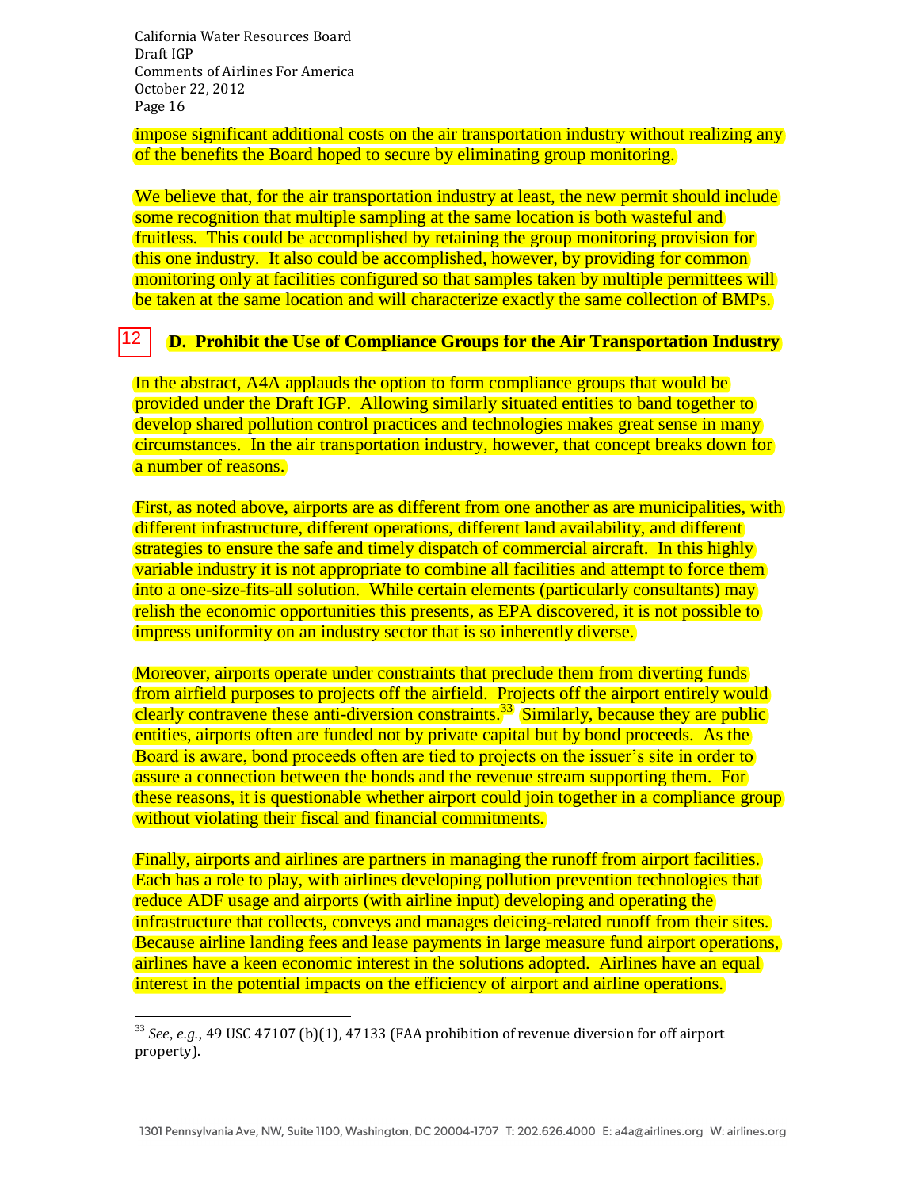impose significant additional costs on the air transportation industry without realizing any of the benefits the Board hoped to secure by eliminating group monitoring.

We believe that, for the air transportation industry at least, the new permit should include some recognition that multiple sampling at the same location is both wasteful and fruitless. This could be accomplished by retaining the group monitoring provision for this one industry. It also could be accomplished, however, by providing for common monitoring only at facilities configured so that samples taken by multiple permittees will be taken at the same location and will characterize exactly the same collection of BMPs.

12

### D. Prohibit the Use of Compliance Groups for the Air Transportation Industry

In the abstract, A4A applauds the option to form compliance groups that would be provided under the Draft IGP. Allowing similarly situated entities to band together to develop shared pollution control practices and technologies makes great sense in many circumstances. In the air transportation industry, however, that concept breaks down for a number of reasons.

First, as noted above, airports are as different from one another as are municipalities, with different infrastructure, different operations, different land availability, and different strategies to ensure the safe and timely dispatch of commercial aircraft. In this highly variable industry it is not appropriate to combine all facilities and attempt to force them into a one-size-fits-all solution. While certain elements (particularly consultants) may relish the economic opportunities this presents, as EPA discovered, it is not possible to impress uniformity on an industry sector that is so inherently diverse.

Moreover, airports operate under constraints that preclude them from diverting funds from airfield purposes to projects off the airfield. Projects off the airport entirely would clearly contravene these anti-diversion constraints.[33] Similarly, because they are public entities, airports often are funded not by private capital but by bond proceeds. As the Board is aware, bond proceeds often are tied to projects on the issuer's site in order to assure a connection between the bonds and the revenue stream supporting them. For these reasons, it is questionable whether airport could join together in a compliance group without violating their fiscal and financial commitments.

Finally, airports and airlines are partners in managing the runoff from airport facilities. Each has a role to play, with airlines developing pollution prevention technologies that reduce ADF usage and airports (with airline input) developing and operating the infrastructure that collects, conveys and manages deicing-related runoff from their sites. Because airline landing fees and lease payments in large measure fund airport operations, airlines have a keen economic interest in the solutions adopted. Airlines have an equal interest in the potential impacts on the efficiency of airport and airline operations.

---

[33] *See, e.g.*, 49 USC 47107 (b)(1), 47133 (FAA prohibition of revenue diversion for off airport property).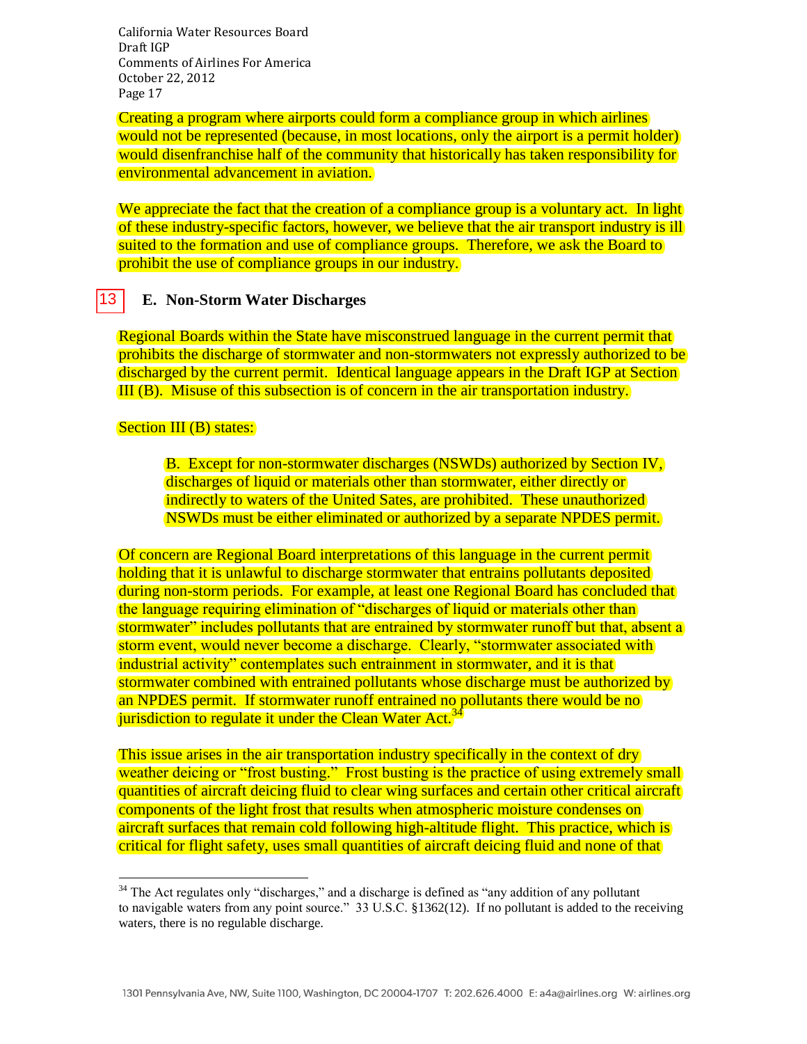Creating a program where airports could form a compliance group in which airlines would not be represented (because, in most locations, only the airport is a permit holder) would disenfranchise half of the community that historically has taken responsibility for environmental advancement in aviation.

We appreciate the fact that the creation of a compliance group is a voluntary act. In light of these industry-specific factors, however, we believe that the air transport industry is ill suited to the formation and use of compliance groups. Therefore, we ask the Board to prohibit the use of compliance groups in our industry.

13

### E. Non-Storm Water Discharges

Regional Boards within the State have misconstrued language in the current permit that prohibits the discharge of stormwater and non-stormwaters not expressly authorized to be discharged by the current permit. Identical language appears in the Draft IGP at Section III (B). Misuse of this subsection is of concern in the air transportation industry.

Section III (B) states:

> B. Except for non-stormwater discharges (NSWDs) authorized by Section IV, discharges of liquid or materials other than stormwater, either directly or indirectly to waters of the United Sates, are prohibited. These unauthorized NSWDs must be either eliminated or authorized by a separate NPDES permit.

Of concern are Regional Board interpretations of this language in the current permit holding that it is unlawful to discharge stormwater that entrains pollutants deposited during non-storm periods. For example, at least one Regional Board has concluded that the language requiring elimination of "discharges of liquid or materials other than stormwater" includes pollutants that are entrained by stormwater runoff but that, absent a storm event, would never become a discharge. Clearly, "stormwater associated with industrial activity" contemplates such entrainment in stormwater, and it is that stormwater combined with entrained pollutants whose discharge must be authorized by an NPDES permit. If stormwater runoff entrained no pollutants there would be no jurisdiction to regulate it under the Clean Water Act.[34]

This issue arises in the air transportation industry specifically in the context of dry weather deicing or "frost busting." Frost busting is the practice of using extremely small quantities of aircraft deicing fluid to clear wing surfaces and certain other critical aircraft components of the light frost that results when atmospheric moisture condenses on aircraft surfaces that remain cold following high-altitude flight. This practice, which is critical for flight safety, uses small quantities of aircraft deicing fluid and none of that

[34] The Act regulates only "discharges," and a discharge is defined as "any addition of any pollutant to navigable waters from any point source." 33 U.S.C. §1362(12). If no pollutant is added to the receiving waters, there is no regulable discharge.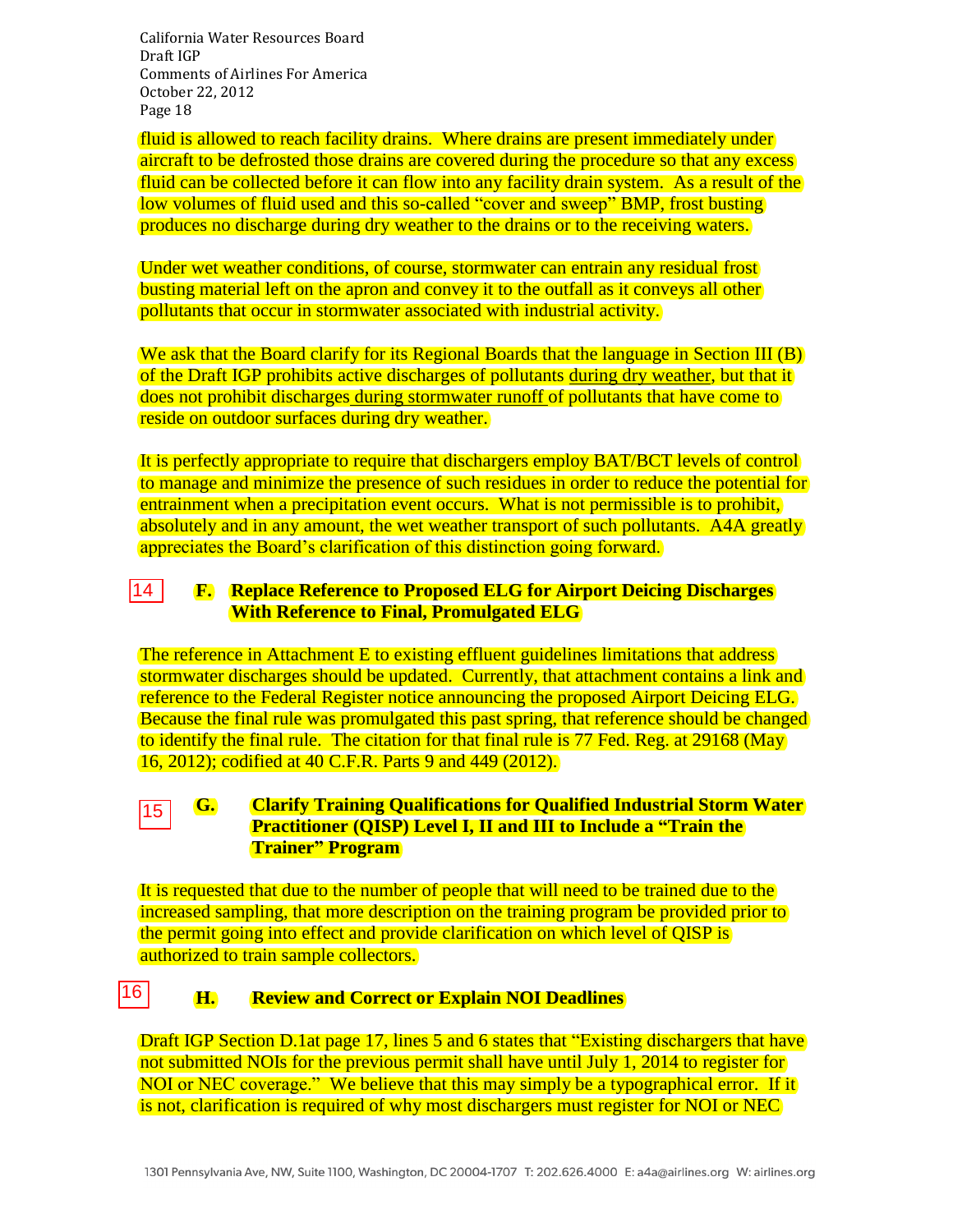fluid is allowed to reach facility drains. Where drains are present immediately under aircraft to be defrosted those drains are covered during the procedure so that any excess fluid can be collected before it can flow into any facility drain system. As a result of the low volumes of fluid used and this so-called "cover and sweep" BMP, frost busting produces no discharge during dry weather to the drains or to the receiving waters.

Under wet weather conditions, of course, stormwater can entrain any residual frost busting material left on the apron and convey it to the outfall as it conveys all other pollutants that occur in stormwater associated with industrial activity.

We ask that the Board clarify for its Regional Boards that the language in Section III (B) of the Draft IGP prohibits active discharges of pollutants <u>during dry weather</u>, but that it does not prohibit discharges <u>during stormwater runoff</u> of pollutants that have come to reside on outdoor surfaces during dry weather.

It is perfectly appropriate to require that dischargers employ BAT/BCT levels of control to manage and minimize the presence of such residues in order to reduce the potential for entrainment when a precipitation event occurs. What is not permissible is to prohibit, absolutely and in any amount, the wet weather transport of such pollutants. A4A greatly appreciates the Board's clarification of this distinction going forward.

14

**F. Replace Reference to Proposed ELG for Airport Deicing Discharges With Reference to Final, Promulgated ELG**

The reference in Attachment E to existing effluent guidelines limitations that address stormwater discharges should be updated. Currently, that attachment contains a link and reference to the Federal Register notice announcing the proposed Airport Deicing ELG. Because the final rule was promulgated this past spring, that reference should be changed to identify the final rule. The citation for that final rule is 77 Fed. Reg. at 29168 (May 16, 2012); codified at 40 C.F.R. Parts 9 and 449 (2012).

15

**G. Clarify Training Qualifications for Qualified Industrial Storm Water Practitioner (QISP) Level I, II and III to Include a "Train the Trainer" Program**

It is requested that due to the number of people that will need to be trained due to the increased sampling, that more description on the training program be provided prior to the permit going into effect and provide clarification on which level of QISP is authorized to train sample collectors.

16

**H. Review and Correct or Explain NOI Deadlines**

Draft IGP Section D.1at page 17, lines 5 and 6 states that "Existing dischargers that have not submitted NOIs for the previous permit shall have until July 1, 2014 to register for NOI or NEC coverage." We believe that this may simply be a typographical error. If it is not, clarification is required of why most dischargers must register for NOI or NEC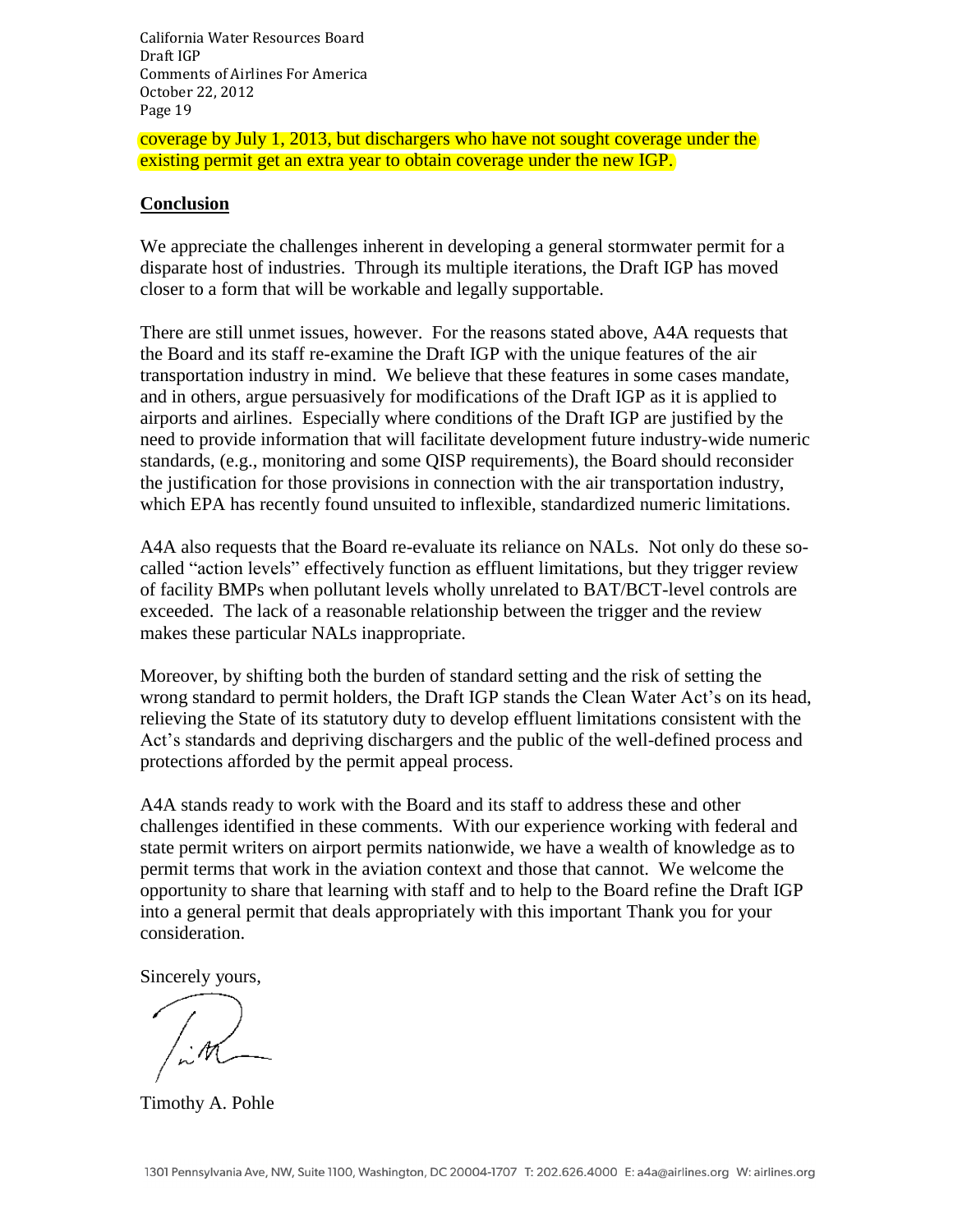coverage by July 1, 2013, but dischargers who have not sought coverage under the existing permit get an extra year to obtain coverage under the new IGP.

## Conclusion

We appreciate the challenges inherent in developing a general stormwater permit for a disparate host of industries. Through its multiple iterations, the Draft IGP has moved closer to a form that will be workable and legally supportable.

There are still unmet issues, however. For the reasons stated above, A4A requests that the Board and its staff re-examine the Draft IGP with the unique features of the air transportation industry in mind. We believe that these features in some cases mandate, and in others, argue persuasively for modifications of the Draft IGP as it is applied to airports and airlines. Especially where conditions of the Draft IGP are justified by the need to provide information that will facilitate development future industry-wide numeric standards, (e.g., monitoring and some QISP requirements), the Board should reconsider the justification for those provisions in connection with the air transportation industry, which EPA has recently found unsuited to inflexible, standardized numeric limitations.

A4A also requests that the Board re-evaluate its reliance on NALs. Not only do these so-called "action levels" effectively function as effluent limitations, but they trigger review of facility BMPs when pollutant levels wholly unrelated to BAT/BCT-level controls are exceeded. The lack of a reasonable relationship between the trigger and the review makes these particular NALs inappropriate.

Moreover, by shifting both the burden of standard setting and the risk of setting the wrong standard to permit holders, the Draft IGP stands the Clean Water Act's on its head, relieving the State of its statutory duty to develop effluent limitations consistent with the Act's standards and depriving dischargers and the public of the well-defined process and protections afforded by the permit appeal process.

A4A stands ready to work with the Board and its staff to address these and other challenges identified in these comments. With our experience working with federal and state permit writers on airport permits nationwide, we have a wealth of knowledge as to permit terms that work in the aviation context and those that cannot. We welcome the opportunity to share that learning with staff and to help to the Board refine the Draft IGP into a general permit that deals appropriately with this important Thank you for your consideration.

Sincerely yours,

Timothy A. Pohle

1301 Pennsylvania Ave, NW, Suite 1100, Washington, DC 20004-1707 T: 202.626.4000 E: a4a@airlines.org W: airlines.org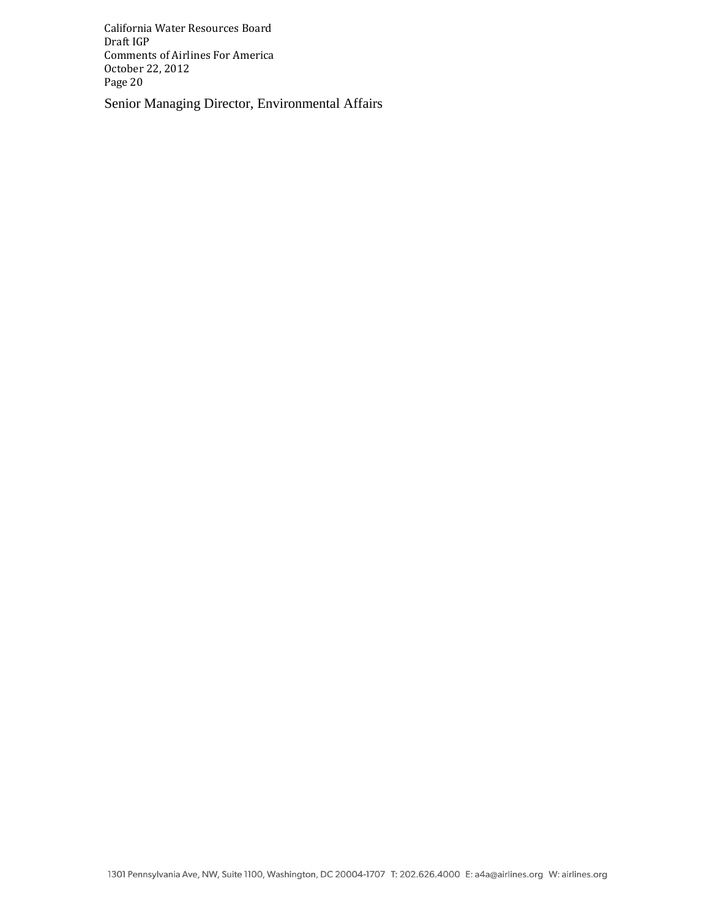Senior Managing Director, Environmental Affairs